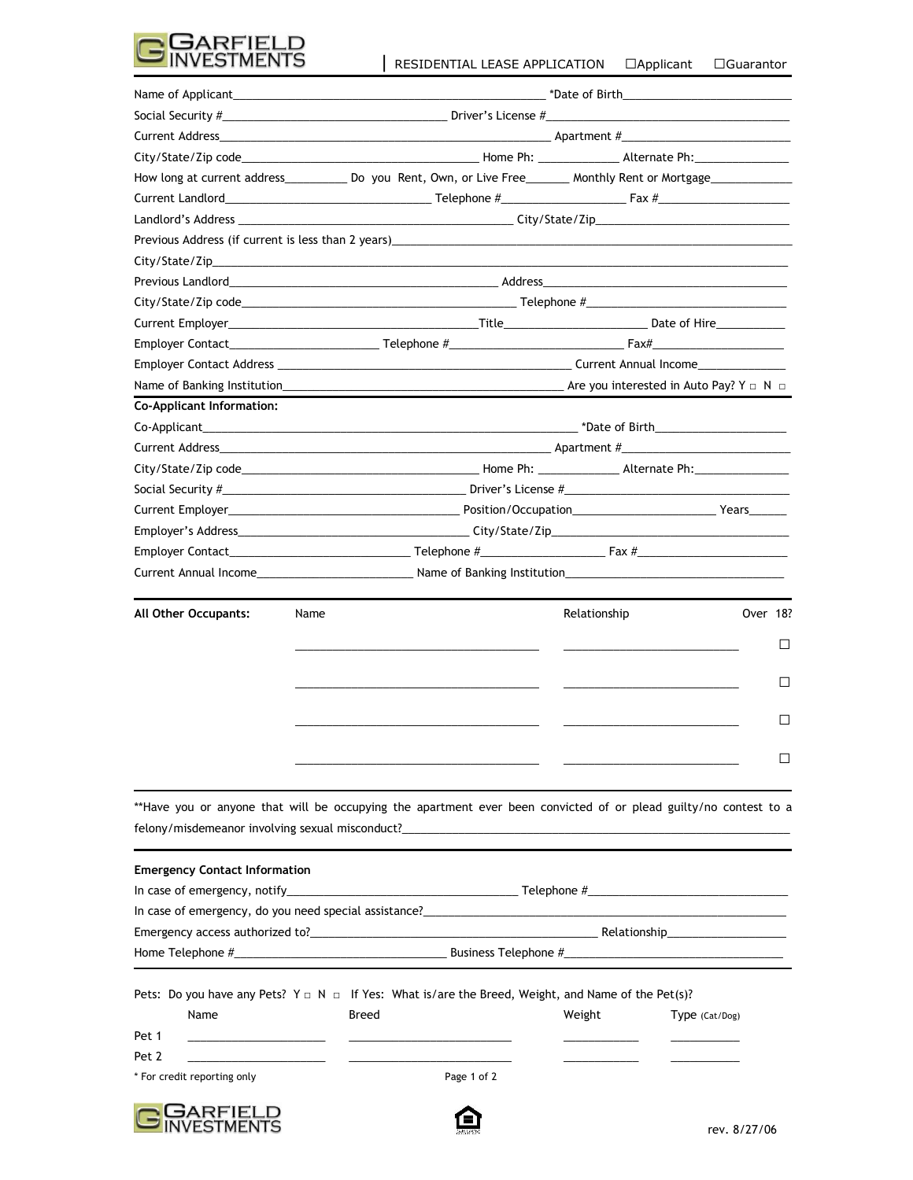GARFIELD INVESTMENTS

RESIDENTIAL LEASE APPLICATION ☐Applicant ☐Guarantor

Name of Applicant_______________________________________________ *Date of Birth________________________

Social Security #_________________________________ Driver's License #_________________________________

Current Address_______________________________________________ Apartment #________________________

City/State/Zip code_________________________________ Home Ph: ___________ Alternate Ph:_____________

How long at current address_________ Do you Rent, Own, or Live Free_______ Monthly Rent or Mortgage____________

Current Landlord______________________________ Telephone #__________________ Fax #___________________

Landlord's Address ________________________________________ City/State/Zip______________________________

Previous Address (if current is less than 2 years)____________________________________________________________

City/State/Zip______________________________________________________________________________________

Previous Landlord_________________________________________ Address_____________________________________

City/State/Zip code__________________________________________ Telephone #_______________________________

Current Employer______________________________________Title_____________________ Date of Hire__________

Employer Contact______________________ Telephone #__________________________ Fax#___________________

Employer Contact Address ___________________________________________ Current Annual Income_____________

Name of Banking Institution__________________________________________ Are you interested in Auto Pay? Y ☐ N ☐

**Co-Applicant Information:**

Co-Applicant__________________________________________________________ *Date of Birth____________________

Current Address_______________________________________________ Apartment #________________________

City/State/Zip code_________________________________ Home Ph: ___________ Alternate Ph:_____________

Social Security #__________________________________ Driver's License #_________________________________

Current Employer________________________________ Position/Occupation_____________________ Years______

Employer's Address__________________________________ City/State/Zip________________________________

Employer Contact___________________________ Telephone #_________________ Fax #______________________

Current Annual Income________________________ Name of Banking Institution_________________________________

| **All Other Occupants:** | Name | Relationship | Over 18? |
|---|---|---|---|
| | ________________________________ | ________________________ | ☐ |
| | ________________________________ | ________________________ | ☐ |
| | ________________________________ | ________________________ | ☐ |
| | ________________________________ | ________________________ | ☐ |

**Have you or anyone that will be occupying the apartment ever been convicted of or plead guilty/no contest to a felony/misdemeanor involving sexual misconduct?____________________________________________________________

**Emergency Contact Information**

In case of emergency, notify__________________________________ Telephone #______________________________

In case of emergency, do you need special assistance?______________________________________________________

Emergency access authorized to?_____________________________________________ Relationship__________________

Home Telephone #________________________________ Business Telephone #________________________________

Pets: Do you have any Pets? Y ☐ N ☐ If Yes: What is/are the Breed, Weight, and Name of the Pet(s)?

| | Name | Breed | Weight | Type (Cat/Dog) |
|---|---|---|---|---|
| Pet 1 | ____________________ | ________________________ | __________ | __________ |
| Pet 2 | ____________________ | ________________________ | __________ | __________ |

* For credit reporting only

rev. 8/27/06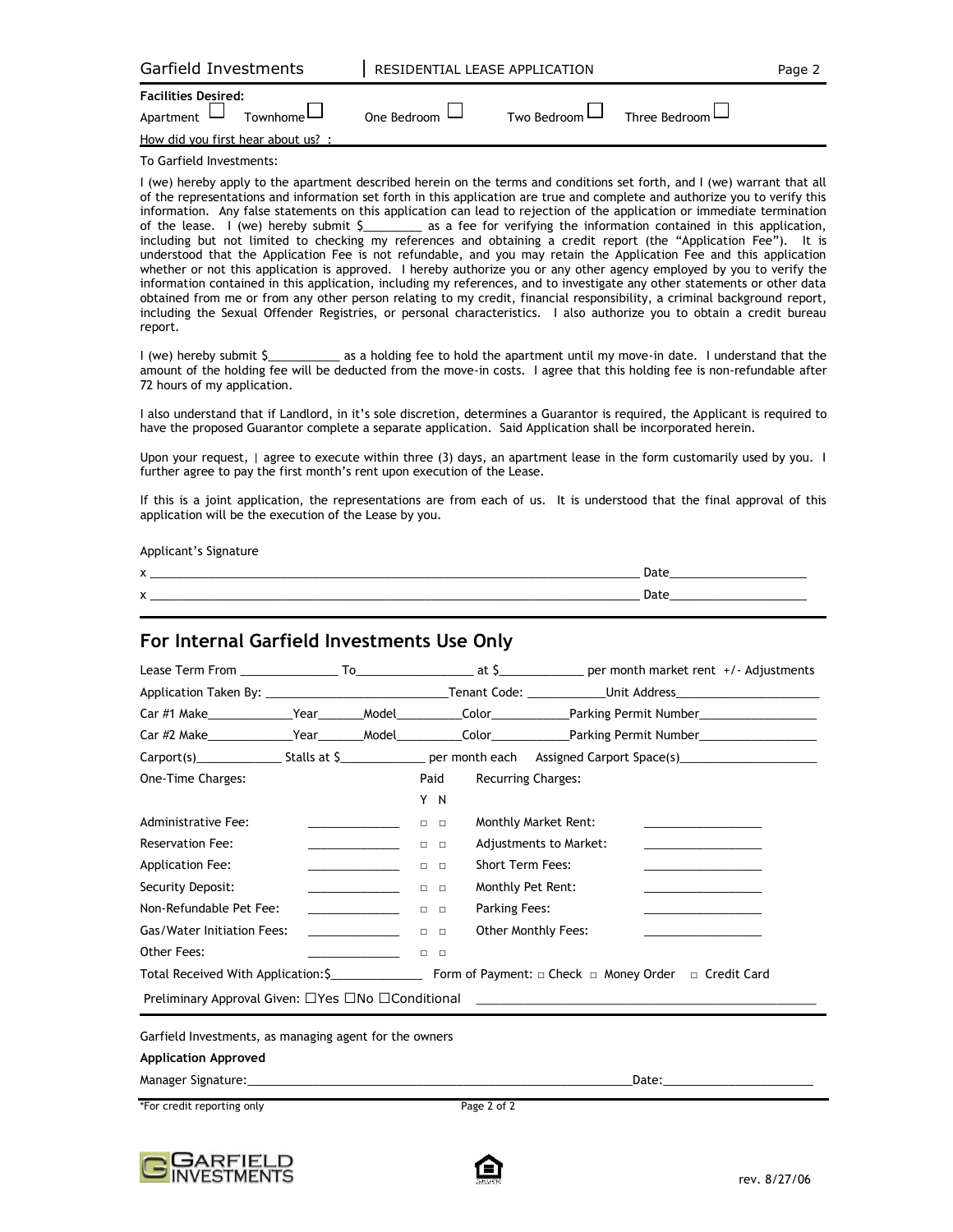**Facilities Desired:**

Apartment ☐ Townhome ☐ One Bedroom ☐ Two Bedroom ☐ Three Bedroom ☐

How did you first hear about us? :

To Garfield Investments:

I (we) hereby apply to the apartment described herein on the terms and conditions set forth, and I (we) warrant that all of the representations and information set forth in this application are true and complete and authorize you to verify this information. Any false statements on this application can lead to rejection of the application or immediate termination of the lease. I (we) hereby submit $_________ as a fee for verifying the information contained in this application, including but not limited to checking my references and obtaining a credit report (the "Application Fee"). It is understood that the Application Fee is not refundable, and you may retain the Application Fee and this application whether or not this application is approved. I hereby authorize you or any other agency employed by you to verify the information contained in this application, including my references, and to investigate any other statements or other data obtained from me or from any other person relating to my credit, financial responsibility, a criminal background report, including the Sexual Offender Registries, or personal characteristics. I also authorize you to obtain a credit bureau report.

I (we) hereby submit $___________ as a holding fee to hold the apartment until my move-in date. I understand that the amount of the holding fee will be deducted from the move-in costs. I agree that this holding fee is non-refundable after 72 hours of my application.

I also understand that if Landlord, in it's sole discretion, determines a Guarantor is required, the Applicant is required to have the proposed Guarantor complete a separate application. Said Application shall be incorporated herein.

Upon your request, I agree to execute within three (3) days, an apartment lease in the form customarily used by you. I further agree to pay the first month's rent upon execution of the Lease.

If this is a joint application, the representations are from each of us. It is understood that the final approval of this application will be the execution of the Lease by you.

Applicant's Signature

x ____________________________________________ Date____________________

x ____________________________________________ Date____________________

## For Internal Garfield Investments Use Only

Lease Term From _______________ To_________________ at $_____________ per month market rent +/- Adjustments

Application Taken By: ____________________________Tenant Code: ____________Unit Address______________________

Car #1 Make_____________Year_______Model__________Color____________Parking Permit Number__________________

Car #2 Make_____________Year_______Model__________Color____________Parking Permit Number__________________

Carport(s)_____________ Stalls at $_____________ per month each Assigned Carport Space(s)_____________________

| One-Time Charges: | | Paid Y | Paid N | Recurring Charges: | |
|---|---|---|---|---|---|
| Administrative Fee: | ______________ | □ | □ | Monthly Market Rent: | __________________ |
| Reservation Fee: | ______________ | □ | □ | Adjustments to Market: | __________________ |
| Application Fee: | ______________ | □ | □ | Short Term Fees: | __________________ |
| Security Deposit: | ______________ | □ | □ | Monthly Pet Rent: | __________________ |
| Non-Refundable Pet Fee: | ______________ | □ | □ | Parking Fees: | __________________ |
| Gas/Water Initiation Fees: | ______________ | □ | □ | Other Monthly Fees: | __________________ |
| Other Fees: | ______________ | □ | □ | | |

Total Received With Application:$______________ Form of Payment: □ Check □ Money Order □ Credit Card

Preliminary Approval Given: ☐Yes ☐No ☐Conditional ____________________________________________________

Garfield Investments, as managing agent for the owners

**Application Approved**

Manager Signature:____________________________________________________________Date:_______________________

*For credit reporting only

GARFIELD INVESTMENTS

rev. 8/27/06